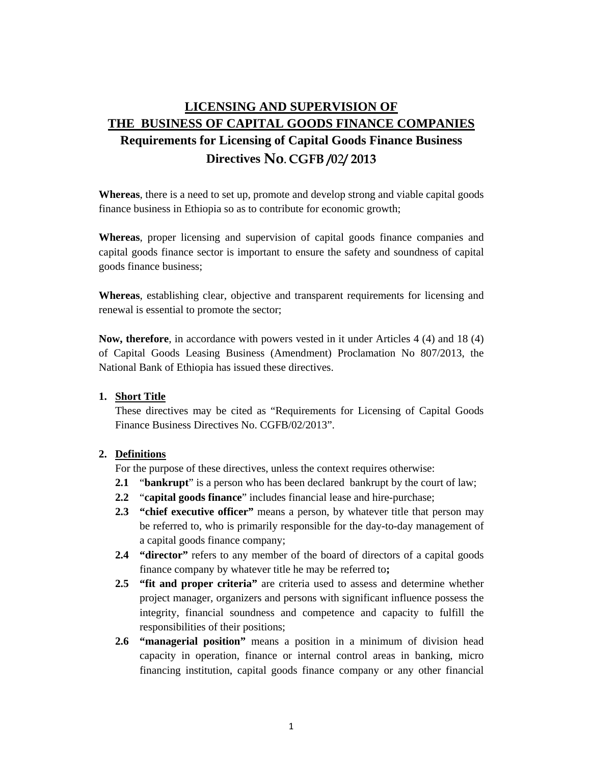# LICENSING AND SUPERVISION OF THE BUSINESS OF CAPITAL GOODS FINANCE COMPANIES

## Requirements for Licensing of Capital Goods Finance Business Directives No. CGFB /02/ 2013

**Whereas**, there is a need to set up, promote and develop strong and viable capital goods finance business in Ethiopia so as to contribute for economic growth;

**Whereas**, proper licensing and supervision of capital goods finance companies and capital goods finance sector is important to ensure the safety and soundness of capital goods finance business;

**Whereas**, establishing clear, objective and transparent requirements for licensing and renewal is essential to promote the sector;

**Now, therefore**, in accordance with powers vested in it under Articles 4 (4) and 18 (4) of Capital Goods Leasing Business (Amendment) Proclamation No 807/2013, the National Bank of Ethiopia has issued these directives.

1. **Short Title**

   These directives may be cited as "Requirements for Licensing of Capital Goods Finance Business Directives No. CGFB/02/2013".

2. **Definitions**

   For the purpose of these directives, unless the context requires otherwise:

   **2.1** "**bankrupt**" is a person who has been declared bankrupt by the court of law;

   **2.2** "**capital goods finance**" includes financial lease and hire-purchase;

   **2.3** **"chief executive officer"** means a person, by whatever title that person may be referred to, who is primarily responsible for the day-to-day management of a capital goods finance company;

   **2.4** **"director"** refers to any member of the board of directors of a capital goods finance company by whatever title he may be referred to**;**

   **2.5** **"fit and proper criteria"** are criteria used to assess and determine whether project manager, organizers and persons with significant influence possess the integrity, financial soundness and competence and capacity to fulfill the responsibilities of their positions;

   **2.6** **"managerial position"** means a position in a minimum of division head capacity in operation, finance or internal control areas in banking, micro financing institution, capital goods finance company or any other financial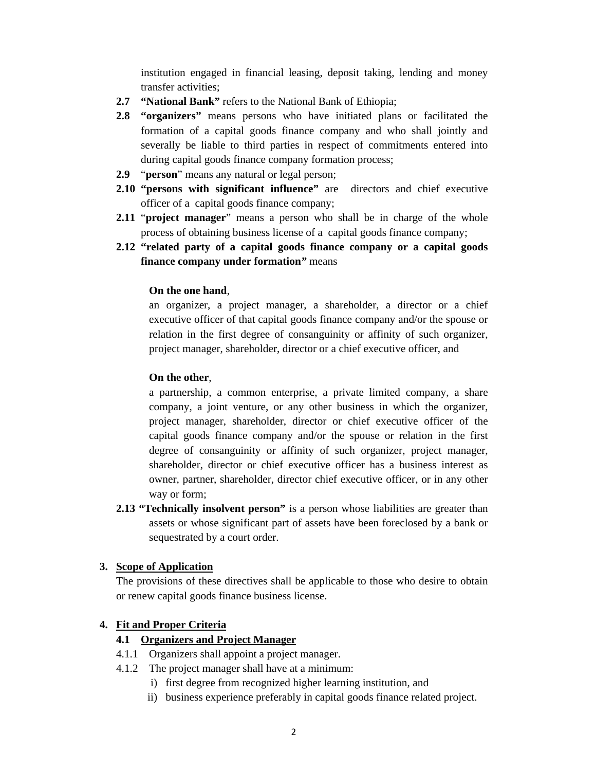institution engaged in financial leasing, deposit taking, lending and money transfer activities;

**2.7** **"National Bank"** refers to the National Bank of Ethiopia;

**2.8** **"organizers"** means persons who have initiated plans or facilitated the formation of a capital goods finance company and who shall jointly and severally be liable to third parties in respect of commitments entered into during capital goods finance company formation process;

**2.9** "**person**" means any natural or legal person;

**2.10** **"persons with significant influence"** are directors and chief executive officer of a capital goods finance company;

**2.11** "**project manager**" means a person who shall be in charge of the whole process of obtaining business license of a capital goods finance company;

**2.12** **"related party of a capital goods finance company or a capital goods finance company under formation"** means

**On the one hand**,

an organizer, a project manager, a shareholder, a director or a chief executive officer of that capital goods finance company and/or the spouse or relation in the first degree of consanguinity or affinity of such organizer, project manager, shareholder, director or a chief executive officer, and

**On the other**,

a partnership, a common enterprise, a private limited company, a share company, a joint venture, or any other business in which the organizer, project manager, shareholder, director or chief executive officer of the capital goods finance company and/or the spouse or relation in the first degree of consanguinity or affinity of such organizer, project manager, shareholder, director or chief executive officer has a business interest as owner, partner, shareholder, director chief executive officer, or in any other way or form;

**2.13** **"Technically insolvent person"** is a person whose liabilities are greater than assets or whose significant part of assets have been foreclosed by a bank or sequestrated by a court order.

## 3. Scope of Application

The provisions of these directives shall be applicable to those who desire to obtain or renew capital goods finance business license.

## 4. Fit and Proper Criteria

### 4.1 Organizers and Project Manager

4.1.1 Organizers shall appoint a project manager.

4.1.2 The project manager shall have at a minimum:

i) first degree from recognized higher learning institution, and

ii) business experience preferably in capital goods finance related project.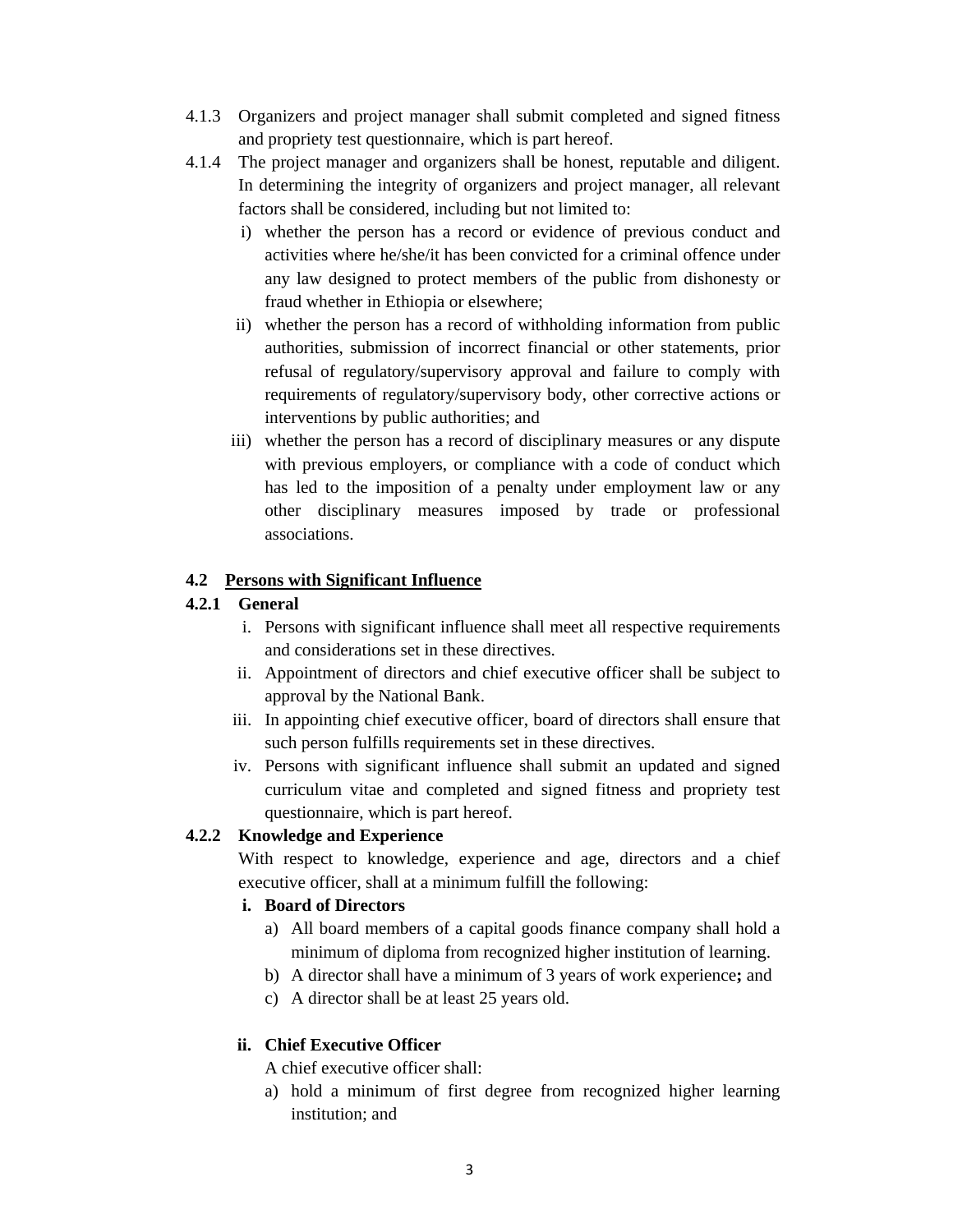4.1.3 Organizers and project manager shall submit completed and signed fitness and propriety test questionnaire, which is part hereof.

4.1.4 The project manager and organizers shall be honest, reputable and diligent. In determining the integrity of organizers and project manager, all relevant factors shall be considered, including but not limited to:

i) whether the person has a record or evidence of previous conduct and activities where he/she/it has been convicted for a criminal offence under any law designed to protect members of the public from dishonesty or fraud whether in Ethiopia or elsewhere;

ii) whether the person has a record of withholding information from public authorities, submission of incorrect financial or other statements, prior refusal of regulatory/supervisory approval and failure to comply with requirements of regulatory/supervisory body, other corrective actions or interventions by public authorities; and

iii) whether the person has a record of disciplinary measures or any dispute with previous employers, or compliance with a code of conduct which has led to the imposition of a penalty under employment law or any other disciplinary measures imposed by trade or professional associations.

## 4.2 Persons with Significant Influence

### 4.2.1 General

i. Persons with significant influence shall meet all respective requirements and considerations set in these directives.

ii. Appointment of directors and chief executive officer shall be subject to approval by the National Bank.

iii. In appointing chief executive officer, board of directors shall ensure that such person fulfills requirements set in these directives.

iv. Persons with significant influence shall submit an updated and signed curriculum vitae and completed and signed fitness and propriety test questionnaire, which is part hereof.

### 4.2.2 Knowledge and Experience

With respect to knowledge, experience and age, directors and a chief executive officer, shall at a minimum fulfill the following:

**i. Board of Directors**

a) All board members of a capital goods finance company shall hold a minimum of diploma from recognized higher institution of learning.

b) A director shall have a minimum of 3 years of work experience**;** and

c) A director shall be at least 25 years old.

**ii. Chief Executive Officer**

A chief executive officer shall:

a) hold a minimum of first degree from recognized higher learning institution; and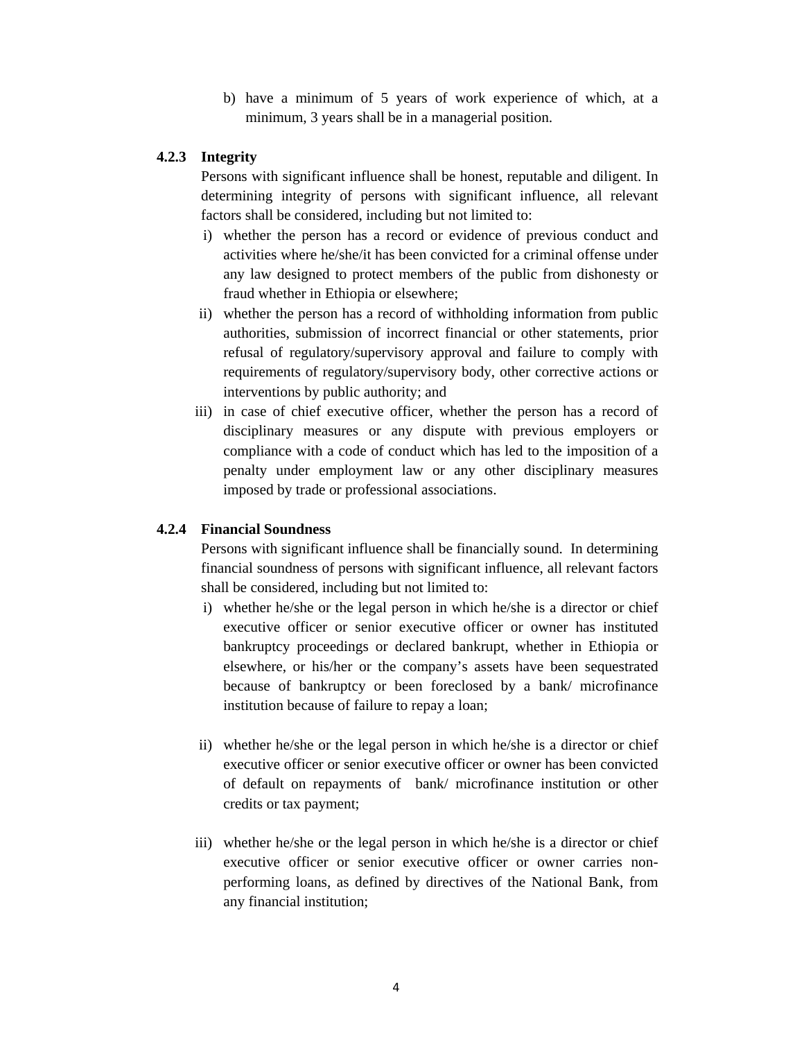b) have a minimum of 5 years of work experience of which, at a minimum, 3 years shall be in a managerial position.

**4.2.3 Integrity**

Persons with significant influence shall be honest, reputable and diligent. In determining integrity of persons with significant influence, all relevant factors shall be considered, including but not limited to:

i) whether the person has a record or evidence of previous conduct and activities where he/she/it has been convicted for a criminal offense under any law designed to protect members of the public from dishonesty or fraud whether in Ethiopia or elsewhere;

ii) whether the person has a record of withholding information from public authorities, submission of incorrect financial or other statements, prior refusal of regulatory/supervisory approval and failure to comply with requirements of regulatory/supervisory body, other corrective actions or interventions by public authority; and

iii) in case of chief executive officer, whether the person has a record of disciplinary measures or any dispute with previous employers or compliance with a code of conduct which has led to the imposition of a penalty under employment law or any other disciplinary measures imposed by trade or professional associations.

**4.2.4 Financial Soundness**

Persons with significant influence shall be financially sound. In determining financial soundness of persons with significant influence, all relevant factors shall be considered, including but not limited to:

i) whether he/she or the legal person in which he/she is a director or chief executive officer or senior executive officer or owner has instituted bankruptcy proceedings or declared bankrupt, whether in Ethiopia or elsewhere, or his/her or the company's assets have been sequestrated because of bankruptcy or been foreclosed by a bank/ microfinance institution because of failure to repay a loan;

ii) whether he/she or the legal person in which he/she is a director or chief executive officer or senior executive officer or owner has been convicted of default on repayments of bank/ microfinance institution or other credits or tax payment;

iii) whether he/she or the legal person in which he/she is a director or chief executive officer or senior executive officer or owner carries non-performing loans, as defined by directives of the National Bank, from any financial institution;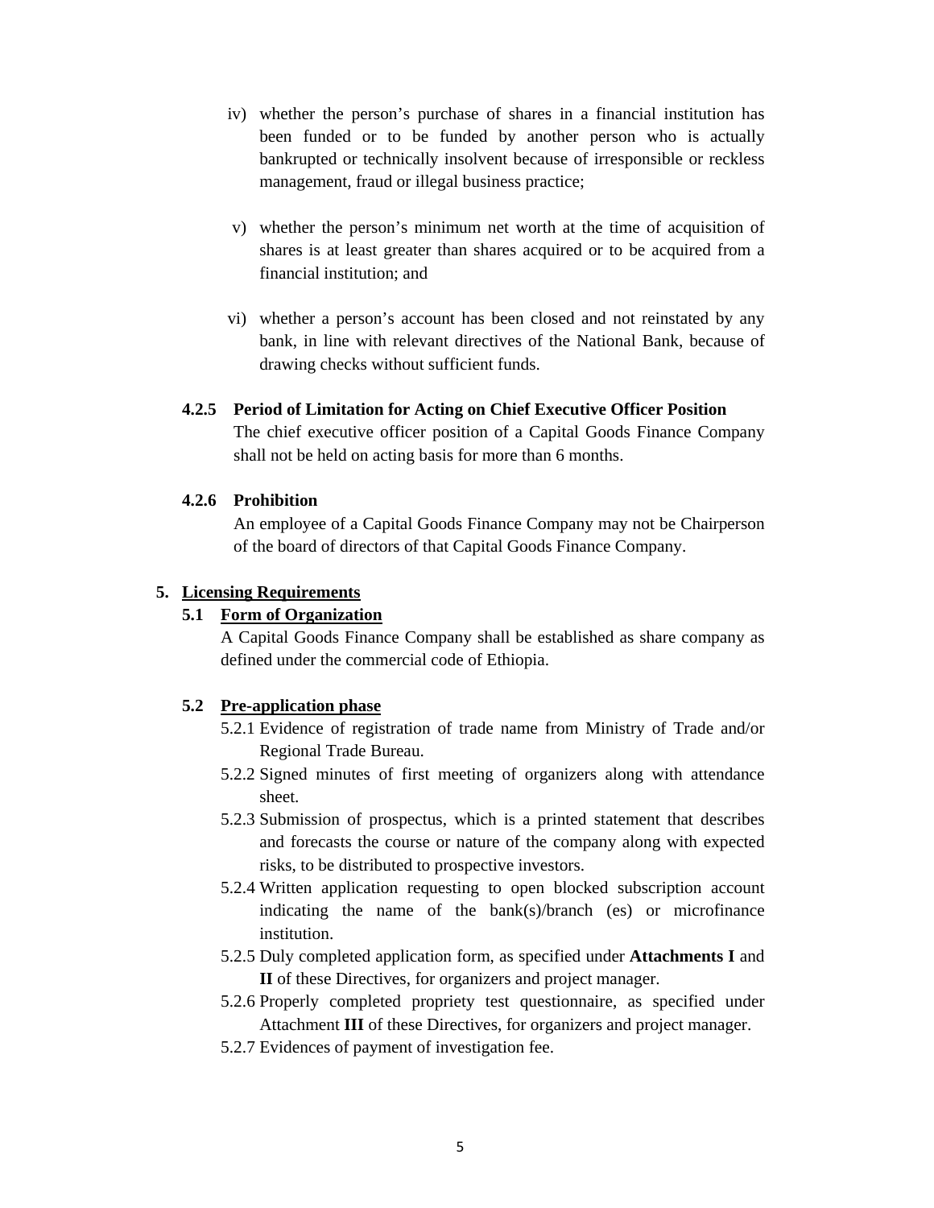iv) whether the person's purchase of shares in a financial institution has been funded or to be funded by another person who is actually bankrupted or technically insolvent because of irresponsible or reckless management, fraud or illegal business practice;

v) whether the person's minimum net worth at the time of acquisition of shares is at least greater than shares acquired or to be acquired from a financial institution; and

vi) whether a person's account has been closed and not reinstated by any bank, in line with relevant directives of the National Bank, because of drawing checks without sufficient funds.

**4.2.5 Period of Limitation for Acting on Chief Executive Officer Position**

The chief executive officer position of a Capital Goods Finance Company shall not be held on acting basis for more than 6 months.

**4.2.6 Prohibition**

An employee of a Capital Goods Finance Company may not be Chairperson of the board of directors of that Capital Goods Finance Company.

## 5. Licensing Requirements

### 5.1 Form of Organization

A Capital Goods Finance Company shall be established as share company as defined under the commercial code of Ethiopia.

### 5.2 Pre-application phase

5.2.1 Evidence of registration of trade name from Ministry of Trade and/or Regional Trade Bureau.

5.2.2 Signed minutes of first meeting of organizers along with attendance sheet.

5.2.3 Submission of prospectus, which is a printed statement that describes and forecasts the course or nature of the company along with expected risks, to be distributed to prospective investors.

5.2.4 Written application requesting to open blocked subscription account indicating the name of the bank(s)/branch (es) or microfinance institution.

5.2.5 Duly completed application form, as specified under **Attachments I** and **II** of these Directives, for organizers and project manager.

5.2.6 Properly completed propriety test questionnaire, as specified under Attachment **III** of these Directives, for organizers and project manager.

5.2.7 Evidences of payment of investigation fee.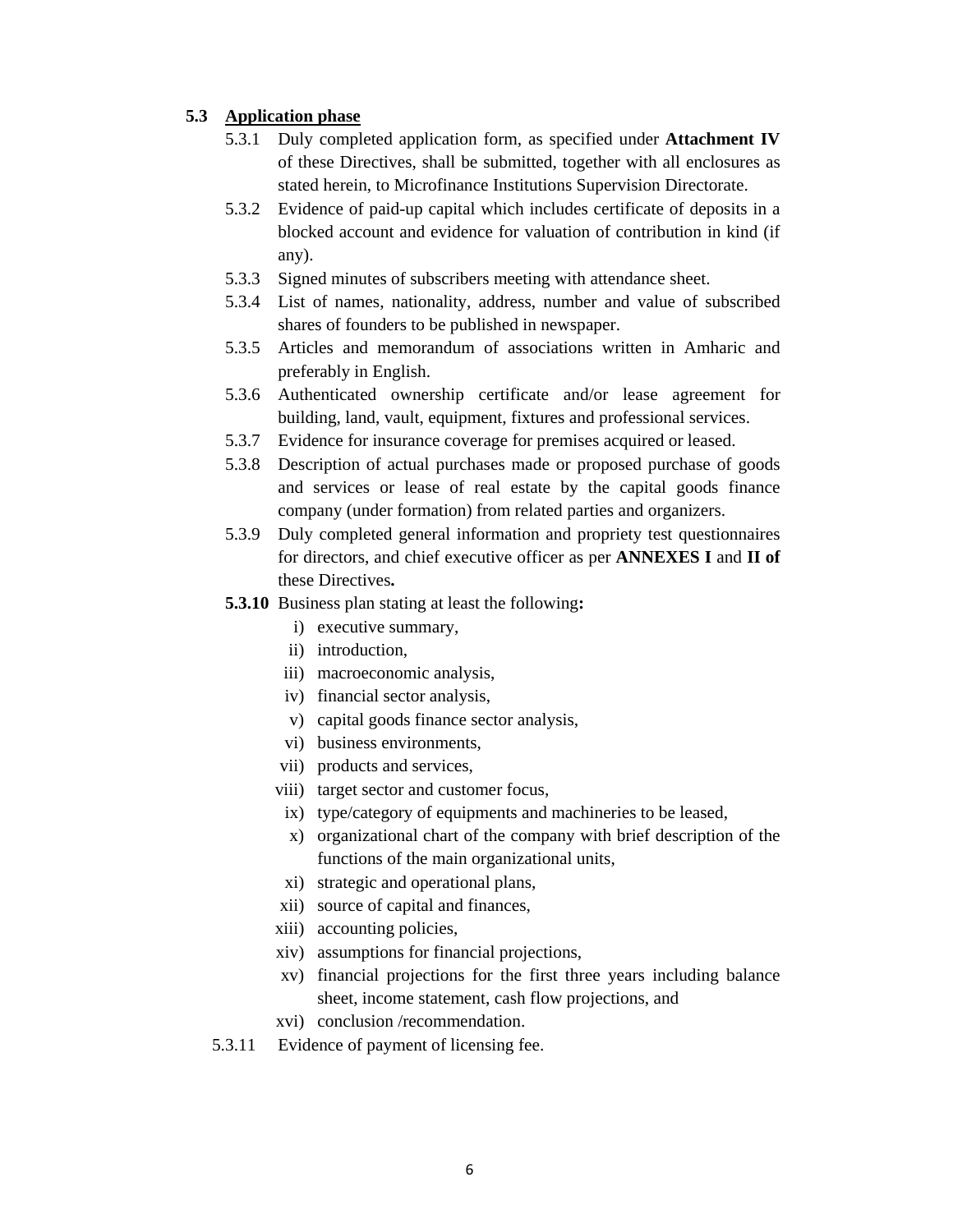**5.3 Application phase**

5.3.1 Duly completed application form, as specified under **Attachment IV** of these Directives, shall be submitted, together with all enclosures as stated herein, to Microfinance Institutions Supervision Directorate.

5.3.2 Evidence of paid-up capital which includes certificate of deposits in a blocked account and evidence for valuation of contribution in kind (if any).

5.3.3 Signed minutes of subscribers meeting with attendance sheet.

5.3.4 List of names, nationality, address, number and value of subscribed shares of founders to be published in newspaper.

5.3.5 Articles and memorandum of associations written in Amharic and preferably in English.

5.3.6 Authenticated ownership certificate and/or lease agreement for building, land, vault, equipment, fixtures and professional services.

5.3.7 Evidence for insurance coverage for premises acquired or leased.

5.3.8 Description of actual purchases made or proposed purchase of goods and services or lease of real estate by the capital goods finance company (under formation) from related parties and organizers.

5.3.9 Duly completed general information and propriety test questionnaires for directors, and chief executive officer as per **ANNEXES I** and **II of** these Directives**.**

**5.3.10** Business plan stating at least the following**:**

i) executive summary,
ii) introduction,
iii) macroeconomic analysis,
iv) financial sector analysis,
v) capital goods finance sector analysis,
vi) business environments,
vii) products and services,
viii) target sector and customer focus,
ix) type/category of equipments and machineries to be leased,
x) organizational chart of the company with brief description of the functions of the main organizational units,
xi) strategic and operational plans,
xii) source of capital and finances,
xiii) accounting policies,
xiv) assumptions for financial projections,
xv) financial projections for the first three years including balance sheet, income statement, cash flow projections, and
xvi) conclusion /recommendation.

5.3.11 Evidence of payment of licensing fee.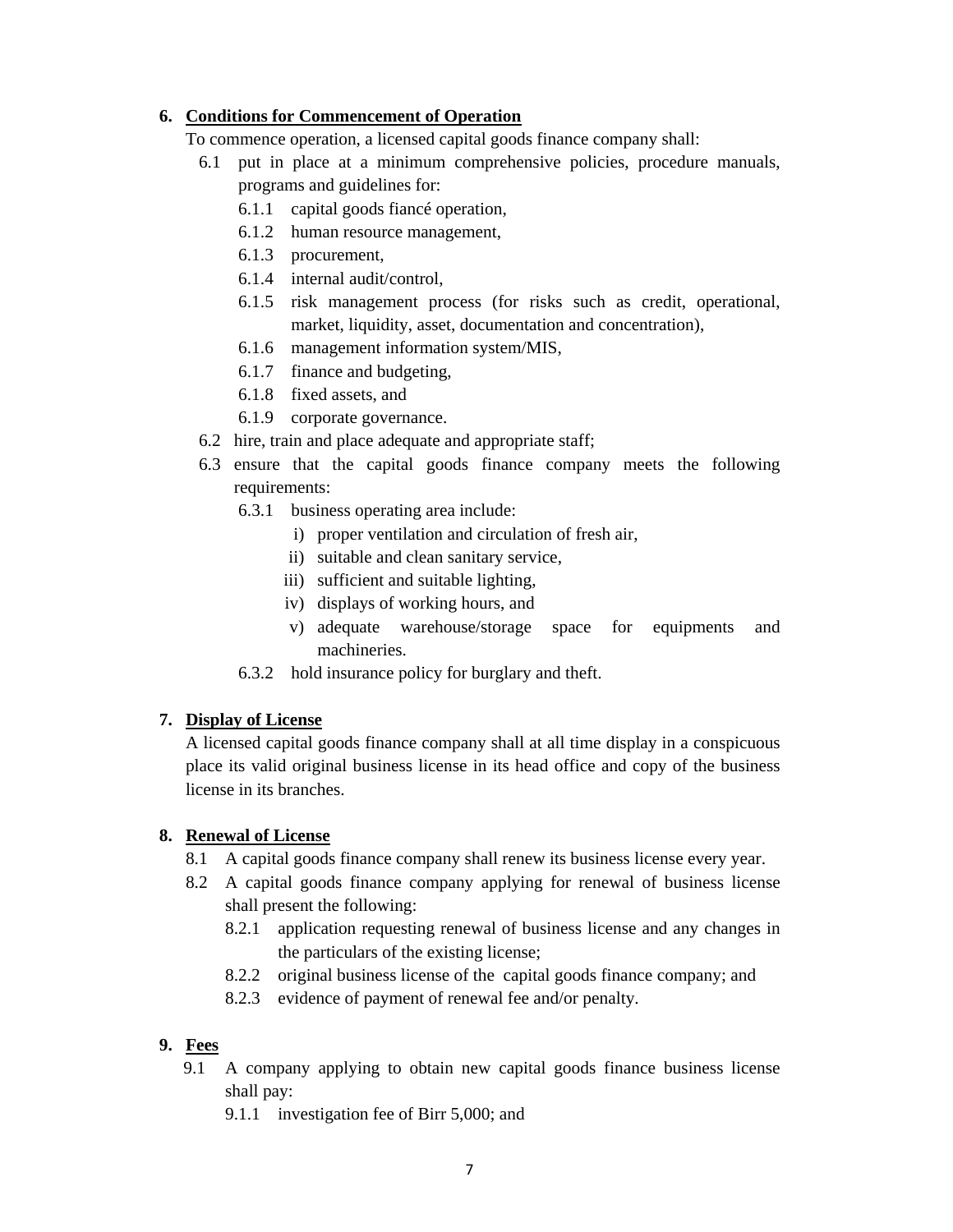**6. Conditions for Commencement of Operation**

To commence operation, a licensed capital goods finance company shall:

6.1 put in place at a minimum comprehensive policies, procedure manuals, programs and guidelines for:

- 6.1.1 capital goods fiancé operation,
- 6.1.2 human resource management,
- 6.1.3 procurement,
- 6.1.4 internal audit/control,
- 6.1.5 risk management process (for risks such as credit, operational, market, liquidity, asset, documentation and concentration),
- 6.1.6 management information system/MIS,
- 6.1.7 finance and budgeting,
- 6.1.8 fixed assets, and
- 6.1.9 corporate governance.

6.2 hire, train and place adequate and appropriate staff;

6.3 ensure that the capital goods finance company meets the following requirements:

- 6.3.1 business operating area include:
  - i) proper ventilation and circulation of fresh air,
  - ii) suitable and clean sanitary service,
  - iii) sufficient and suitable lighting,
  - iv) displays of working hours, and
  - v) adequate warehouse/storage space for equipments and machineries.
- 6.3.2 hold insurance policy for burglary and theft.

**7. Display of License**

A licensed capital goods finance company shall at all time display in a conspicuous place its valid original business license in its head office and copy of the business license in its branches.

**8. Renewal of License**

8.1 A capital goods finance company shall renew its business license every year.

8.2 A capital goods finance company applying for renewal of business license shall present the following:

- 8.2.1 application requesting renewal of business license and any changes in the particulars of the existing license;
- 8.2.2 original business license of the capital goods finance company; and
- 8.2.3 evidence of payment of renewal fee and/or penalty.

**9. Fees**

9.1 A company applying to obtain new capital goods finance business license shall pay:

- 9.1.1 investigation fee of Birr 5,000; and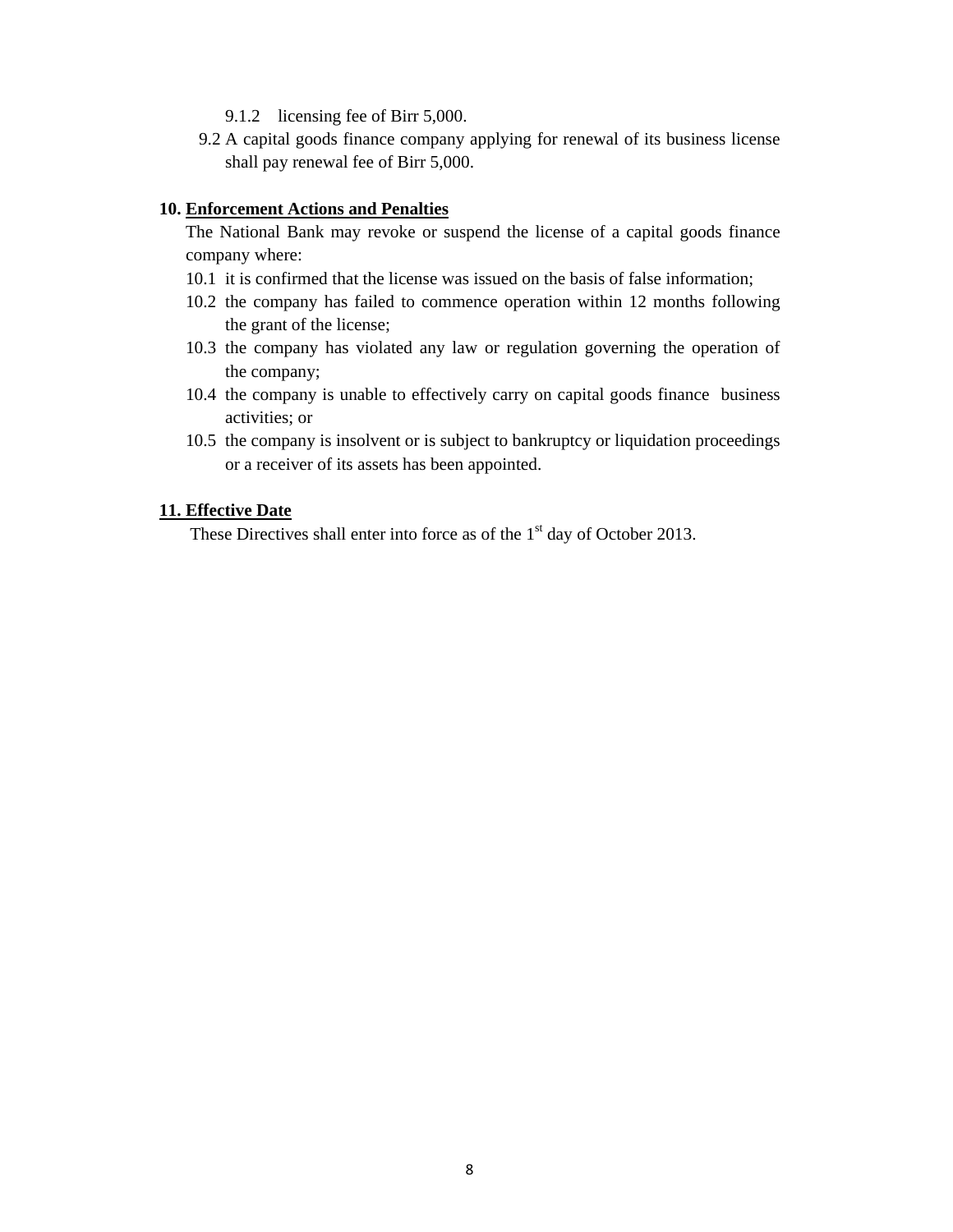9.1.2 licensing fee of Birr 5,000.

9.2 A capital goods finance company applying for renewal of its business license shall pay renewal fee of Birr 5,000.

**10. <u>Enforcement Actions and Penalties</u>**

The National Bank may revoke or suspend the license of a capital goods finance company where:

10.1 it is confirmed that the license was issued on the basis of false information;

10.2 the company has failed to commence operation within 12 months following the grant of the license;

10.3 the company has violated any law or regulation governing the operation of the company;

10.4 the company is unable to effectively carry on capital goods finance business activities; or

10.5 the company is insolvent or is subject to bankruptcy or liquidation proceedings or a receiver of its assets has been appointed.

**11. <u>Effective Date</u>**

These Directives shall enter into force as of the 1st day of October 2013.